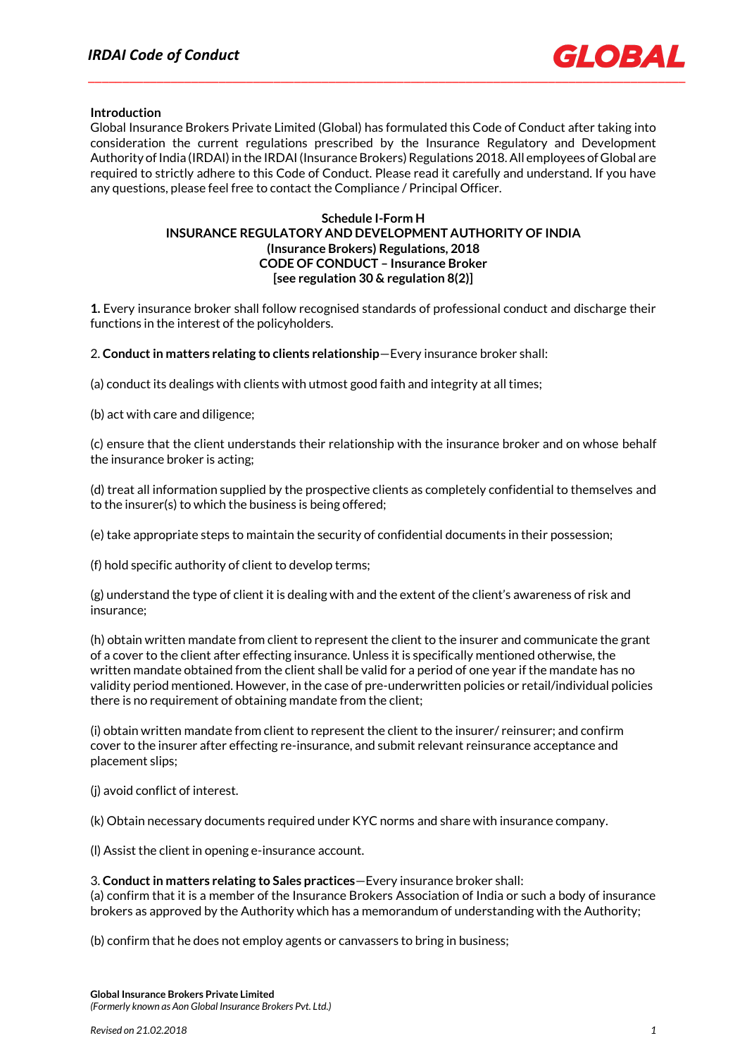## Introduction

Global Insurance Brokers Private Limited (Global) has formulated this Code of Conduct after taking into consideration the current regulations prescribed by the Insurance Regulatory and Development Authority of India (IRDAI) in the IRDAI (Insurance Brokers) Regulations 2018. All employees of Global are required to strictly adhere to this Code of Conduct. Please read it carefully and understand. If you have any questions, please feel free to contact the Compliance / Principal Officer.

**Schedule I-Form H**
**INSURANCE REGULATORY AND DEVELOPMENT AUTHORITY OF INDIA**
**(Insurance Brokers) Regulations, 2018**
**CODE OF CONDUCT – Insurance Broker**
**[see regulation 30 & regulation 8(2)]**

**1.** Every insurance broker shall follow recognised standards of professional conduct and discharge their functions in the interest of the policyholders.

2. **Conduct in matters relating to clients relationship**—Every insurance broker shall:

(a) conduct its dealings with clients with utmost good faith and integrity at all times;

(b) act with care and diligence;

(c) ensure that the client understands their relationship with the insurance broker and on whose behalf the insurance broker is acting;

(d) treat all information supplied by the prospective clients as completely confidential to themselves and to the insurer(s) to which the business is being offered;

(e) take appropriate steps to maintain the security of confidential documents in their possession;

(f) hold specific authority of client to develop terms;

(g) understand the type of client it is dealing with and the extent of the client's awareness of risk and insurance;

(h) obtain written mandate from client to represent the client to the insurer and communicate the grant of a cover to the client after effecting insurance. Unless it is specifically mentioned otherwise, the written mandate obtained from the client shall be valid for a period of one year if the mandate has no validity period mentioned. However, in the case of pre-underwritten policies or retail/individual policies there is no requirement of obtaining mandate from the client;

(i) obtain written mandate from client to represent the client to the insurer/ reinsurer; and confirm cover to the insurer after effecting re-insurance, and submit relevant reinsurance acceptance and placement slips;

(j) avoid conflict of interest.

(k) Obtain necessary documents required under KYC norms and share with insurance company.

(l) Assist the client in opening e-insurance account.

3. **Conduct in matters relating to Sales practices**—Every insurance broker shall:
(a) confirm that it is a member of the Insurance Brokers Association of India or such a body of insurance brokers as approved by the Authority which has a memorandum of understanding with the Authority;

(b) confirm that he does not employ agents or canvassers to bring in business;

**Global Insurance Brokers Private Limited**
*(Formerly known as Aon Global Insurance Brokers Pvt. Ltd.)*

*Revised on 21.02.2018*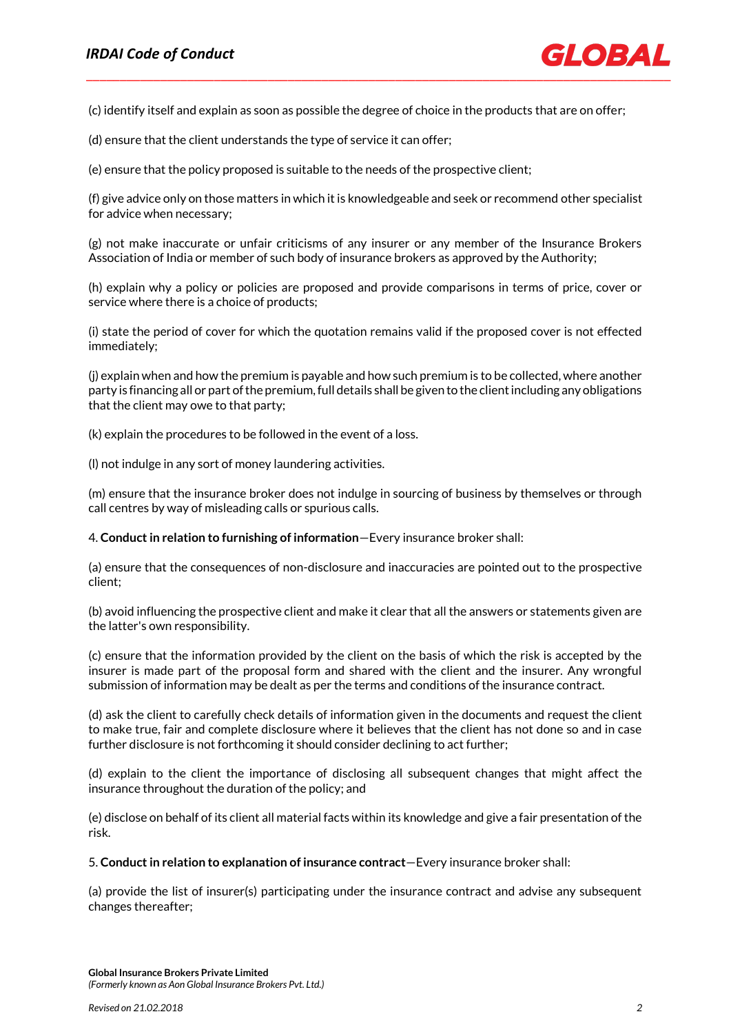(c) identify itself and explain as soon as possible the degree of choice in the products that are on offer;

(d) ensure that the client understands the type of service it can offer;

(e) ensure that the policy proposed is suitable to the needs of the prospective client;

(f) give advice only on those matters in which it is knowledgeable and seek or recommend other specialist for advice when necessary;

(g) not make inaccurate or unfair criticisms of any insurer or any member of the Insurance Brokers Association of India or member of such body of insurance brokers as approved by the Authority;

(h) explain why a policy or policies are proposed and provide comparisons in terms of price, cover or service where there is a choice of products;

(i) state the period of cover for which the quotation remains valid if the proposed cover is not effected immediately;

(j) explain when and how the premium is payable and how such premium is to be collected, where another party is financing all or part of the premium, full details shall be given to the client including any obligations that the client may owe to that party;

(k) explain the procedures to be followed in the event of a loss.

(l) not indulge in any sort of money laundering activities.

(m) ensure that the insurance broker does not indulge in sourcing of business by themselves or through call centres by way of misleading calls or spurious calls.

4. **Conduct in relation to furnishing of information**—Every insurance broker shall:

(a) ensure that the consequences of non-disclosure and inaccuracies are pointed out to the prospective client;

(b) avoid influencing the prospective client and make it clear that all the answers or statements given are the latter's own responsibility.

(c) ensure that the information provided by the client on the basis of which the risk is accepted by the insurer is made part of the proposal form and shared with the client and the insurer. Any wrongful submission of information may be dealt as per the terms and conditions of the insurance contract.

(d) ask the client to carefully check details of information given in the documents and request the client to make true, fair and complete disclosure where it believes that the client has not done so and in case further disclosure is not forthcoming it should consider declining to act further;

(d) explain to the client the importance of disclosing all subsequent changes that might affect the insurance throughout the duration of the policy; and

(e) disclose on behalf of its client all material facts within its knowledge and give a fair presentation of the risk.

5. **Conduct in relation to explanation of insurance contract**—Every insurance broker shall:

(a) provide the list of insurer(s) participating under the insurance contract and advise any subsequent changes thereafter;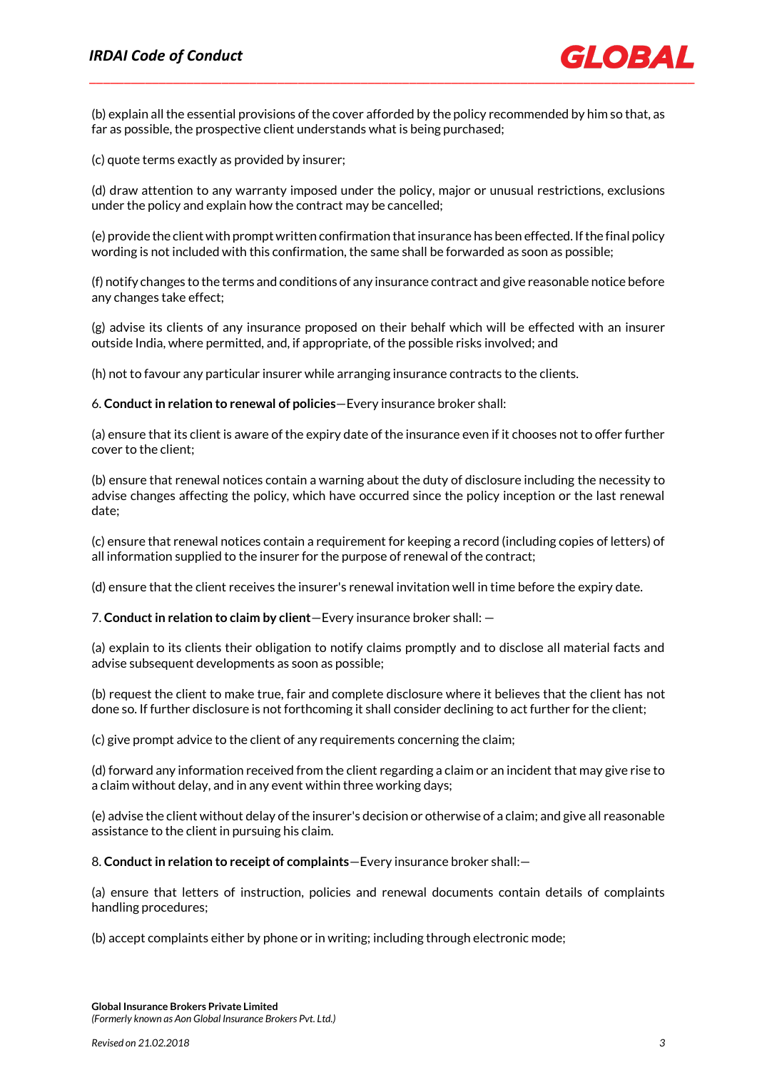(b) explain all the essential provisions of the cover afforded by the policy recommended by him so that, as far as possible, the prospective client understands what is being purchased;

(c) quote terms exactly as provided by insurer;

(d) draw attention to any warranty imposed under the policy, major or unusual restrictions, exclusions under the policy and explain how the contract may be cancelled;

(e) provide the client with prompt written confirmation that insurance has been effected. If the final policy wording is not included with this confirmation, the same shall be forwarded as soon as possible;

(f) notify changes to the terms and conditions of any insurance contract and give reasonable notice before any changes take effect;

(g) advise its clients of any insurance proposed on their behalf which will be effected with an insurer outside India, where permitted, and, if appropriate, of the possible risks involved; and

(h) not to favour any particular insurer while arranging insurance contracts to the clients.

6. **Conduct in relation to renewal of policies**—Every insurance broker shall:

(a) ensure that its client is aware of the expiry date of the insurance even if it chooses not to offer further cover to the client;

(b) ensure that renewal notices contain a warning about the duty of disclosure including the necessity to advise changes affecting the policy, which have occurred since the policy inception or the last renewal date;

(c) ensure that renewal notices contain a requirement for keeping a record (including copies of letters) of all information supplied to the insurer for the purpose of renewal of the contract;

(d) ensure that the client receives the insurer's renewal invitation well in time before the expiry date.

7. **Conduct in relation to claim by client**—Every insurance broker shall: —

(a) explain to its clients their obligation to notify claims promptly and to disclose all material facts and advise subsequent developments as soon as possible;

(b) request the client to make true, fair and complete disclosure where it believes that the client has not done so. If further disclosure is not forthcoming it shall consider declining to act further for the client;

(c) give prompt advice to the client of any requirements concerning the claim;

(d) forward any information received from the client regarding a claim or an incident that may give rise to a claim without delay, and in any event within three working days;

(e) advise the client without delay of the insurer's decision or otherwise of a claim; and give all reasonable assistance to the client in pursuing his claim.

8. **Conduct in relation to receipt of complaints**—Every insurance broker shall:—

(a) ensure that letters of instruction, policies and renewal documents contain details of complaints handling procedures;

(b) accept complaints either by phone or in writing; including through electronic mode;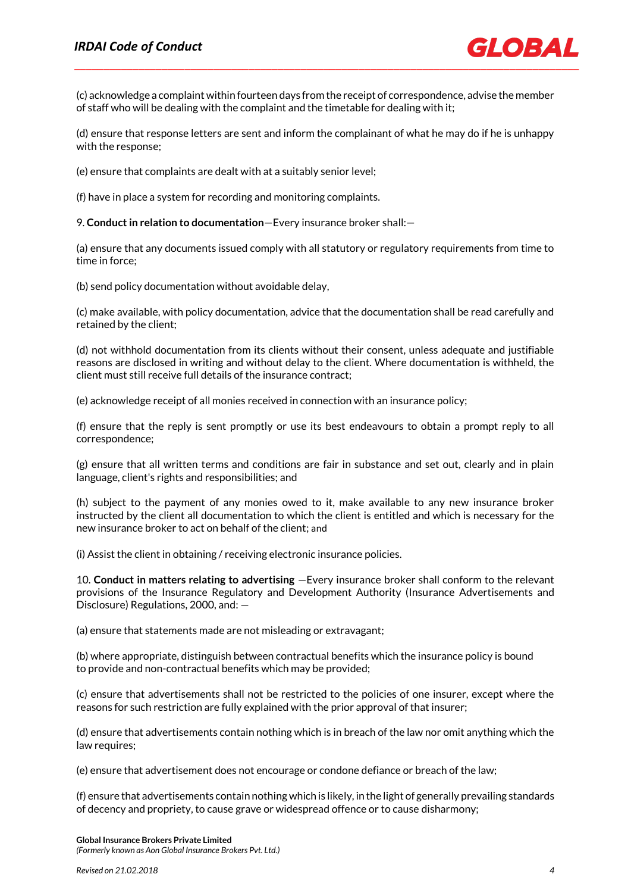(c) acknowledge a complaint within fourteen days from the receipt of correspondence, advise the member of staff who will be dealing with the complaint and the timetable for dealing with it;

(d) ensure that response letters are sent and inform the complainant of what he may do if he is unhappy with the response;

(e) ensure that complaints are dealt with at a suitably senior level;

(f) have in place a system for recording and monitoring complaints.

9. **Conduct in relation to documentation**—Every insurance broker shall:—

(a) ensure that any documents issued comply with all statutory or regulatory requirements from time to time in force;

(b) send policy documentation without avoidable delay,

(c) make available, with policy documentation, advice that the documentation shall be read carefully and retained by the client;

(d) not withhold documentation from its clients without their consent, unless adequate and justifiable reasons are disclosed in writing and without delay to the client. Where documentation is withheld, the client must still receive full details of the insurance contract;

(e) acknowledge receipt of all monies received in connection with an insurance policy;

(f) ensure that the reply is sent promptly or use its best endeavours to obtain a prompt reply to all correspondence;

(g) ensure that all written terms and conditions are fair in substance and set out, clearly and in plain language, client's rights and responsibilities; and

(h) subject to the payment of any monies owed to it, make available to any new insurance broker instructed by the client all documentation to which the client is entitled and which is necessary for the new insurance broker to act on behalf of the client; and

(i) Assist the client in obtaining / receiving electronic insurance policies.

10. **Conduct in matters relating to advertising** —Every insurance broker shall conform to the relevant provisions of the Insurance Regulatory and Development Authority (Insurance Advertisements and Disclosure) Regulations, 2000, and: —

(a) ensure that statements made are not misleading or extravagant;

(b) where appropriate, distinguish between contractual benefits which the insurance policy is bound to provide and non-contractual benefits which may be provided;

(c) ensure that advertisements shall not be restricted to the policies of one insurer, except where the reasons for such restriction are fully explained with the prior approval of that insurer;

(d) ensure that advertisements contain nothing which is in breach of the law nor omit anything which the law requires;

(e) ensure that advertisement does not encourage or condone defiance or breach of the law;

(f) ensure that advertisements contain nothing which is likely, in the light of generally prevailing standards of decency and propriety, to cause grave or widespread offence or to cause disharmony;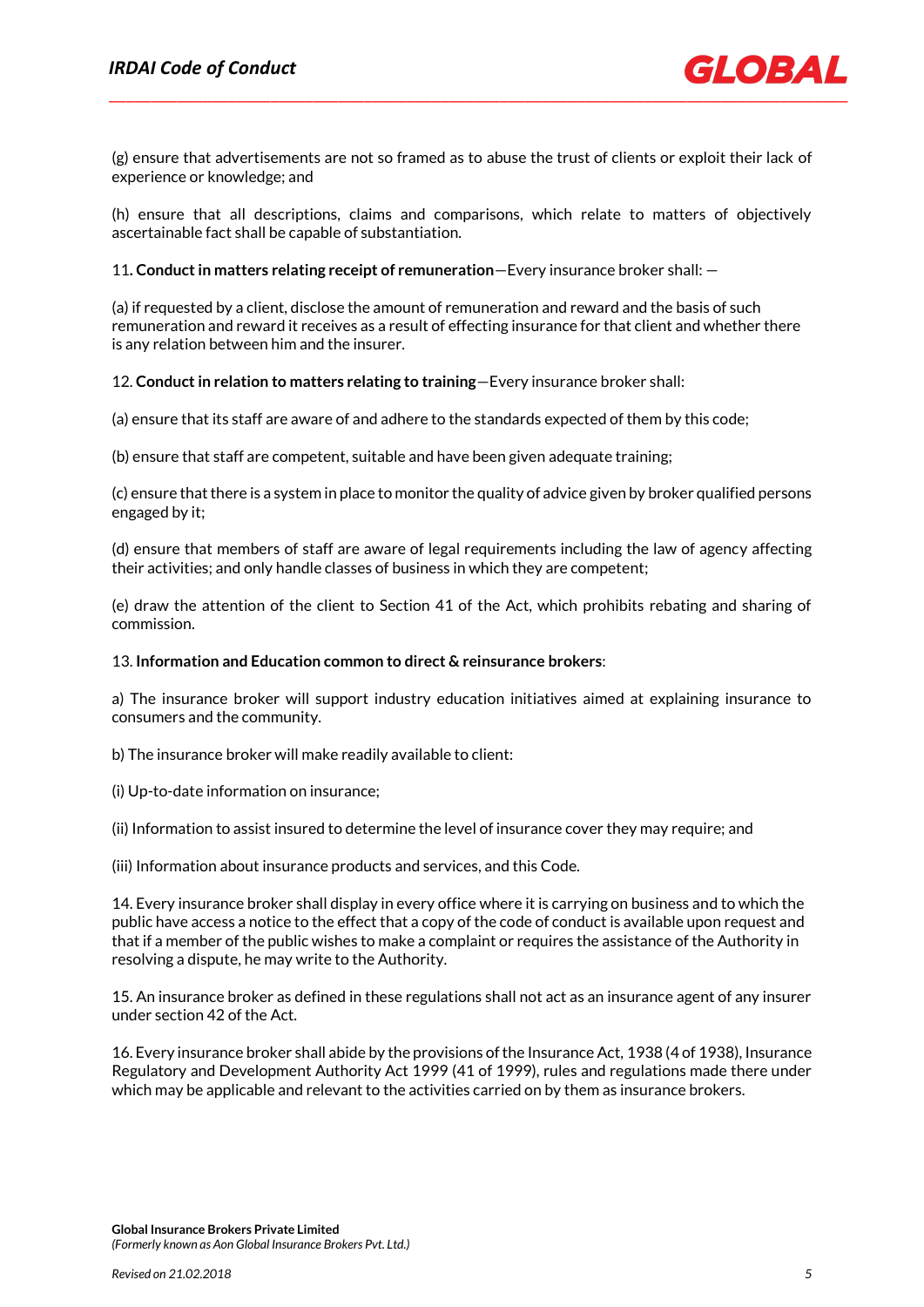(g) ensure that advertisements are not so framed as to abuse the trust of clients or exploit their lack of experience or knowledge; and

(h) ensure that all descriptions, claims and comparisons, which relate to matters of objectively ascertainable fact shall be capable of substantiation.

11**. Conduct in matters relating receipt of remuneration**—Every insurance broker shall: —

(a) if requested by a client, disclose the amount of remuneration and reward and the basis of such remuneration and reward it receives as a result of effecting insurance for that client and whether there is any relation between him and the insurer.

12. **Conduct in relation to matters relating to training**—Every insurance broker shall:

(a) ensure that its staff are aware of and adhere to the standards expected of them by this code;

(b) ensure that staff are competent, suitable and have been given adequate training;

(c) ensure that there is a system in place to monitor the quality of advice given by broker qualified persons engaged by it;

(d) ensure that members of staff are aware of legal requirements including the law of agency affecting their activities; and only handle classes of business in which they are competent;

(e) draw the attention of the client to Section 41 of the Act, which prohibits rebating and sharing of commission.

13. **Information and Education common to direct & reinsurance brokers**:

a) The insurance broker will support industry education initiatives aimed at explaining insurance to consumers and the community.

b) The insurance broker will make readily available to client:

(i) Up-to-date information on insurance;

(ii) Information to assist insured to determine the level of insurance cover they may require; and

(iii) Information about insurance products and services, and this Code.

14. Every insurance broker shall display in every office where it is carrying on business and to which the public have access a notice to the effect that a copy of the code of conduct is available upon request and that if a member of the public wishes to make a complaint or requires the assistance of the Authority in resolving a dispute, he may write to the Authority.

15. An insurance broker as defined in these regulations shall not act as an insurance agent of any insurer under section 42 of the Act.

16. Every insurance broker shall abide by the provisions of the Insurance Act, 1938 (4 of 1938), Insurance Regulatory and Development Authority Act 1999 (41 of 1999), rules and regulations made there under which may be applicable and relevant to the activities carried on by them as insurance brokers.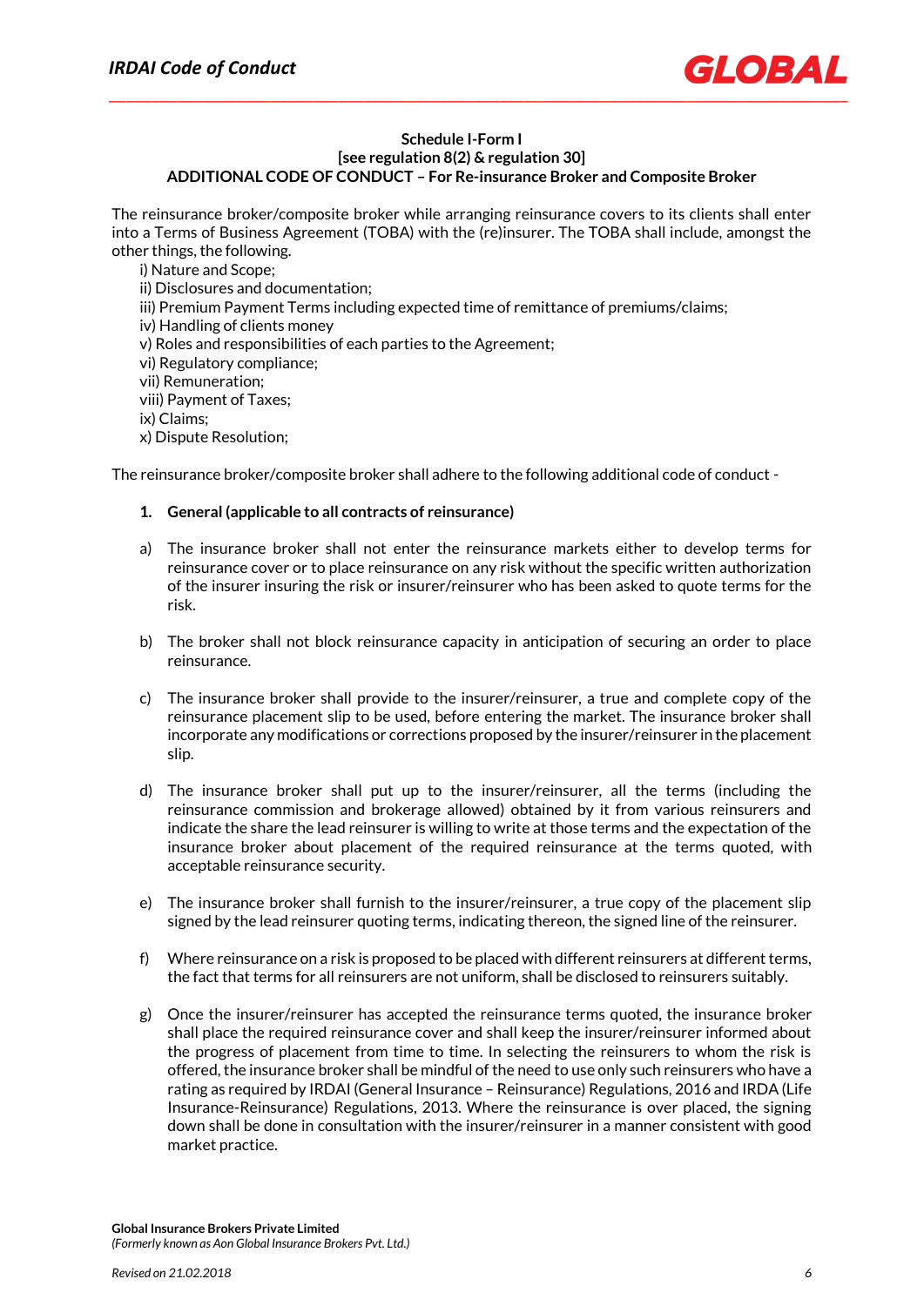**Schedule I-Form I**
**[see regulation 8(2) & regulation 30]**
**ADDITIONAL CODE OF CONDUCT – For Re-insurance Broker and Composite Broker**

The reinsurance broker/composite broker while arranging reinsurance covers to its clients shall enter into a Terms of Business Agreement (TOBA) with the (re)insurer. The TOBA shall include, amongst the other things, the following.

i) Nature and Scope;
ii) Disclosures and documentation;
iii) Premium Payment Terms including expected time of remittance of premiums/claims;
iv) Handling of clients money
v) Roles and responsibilities of each parties to the Agreement;
vi) Regulatory compliance;
vii) Remuneration;
viii) Payment of Taxes;
ix) Claims;
x) Dispute Resolution;

The reinsurance broker/composite broker shall adhere to the following additional code of conduct -

**1. General (applicable to all contracts of reinsurance)**

a) The insurance broker shall not enter the reinsurance markets either to develop terms for reinsurance cover or to place reinsurance on any risk without the specific written authorization of the insurer insuring the risk or insurer/reinsurer who has been asked to quote terms for the risk.

b) The broker shall not block reinsurance capacity in anticipation of securing an order to place reinsurance.

c) The insurance broker shall provide to the insurer/reinsurer, a true and complete copy of the reinsurance placement slip to be used, before entering the market. The insurance broker shall incorporate any modifications or corrections proposed by the insurer/reinsurer in the placement slip.

d) The insurance broker shall put up to the insurer/reinsurer, all the terms (including the reinsurance commission and brokerage allowed) obtained by it from various reinsurers and indicate the share the lead reinsurer is willing to write at those terms and the expectation of the insurance broker about placement of the required reinsurance at the terms quoted, with acceptable reinsurance security.

e) The insurance broker shall furnish to the insurer/reinsurer, a true copy of the placement slip signed by the lead reinsurer quoting terms, indicating thereon, the signed line of the reinsurer.

f) Where reinsurance on a risk is proposed to be placed with different reinsurers at different terms, the fact that terms for all reinsurers are not uniform, shall be disclosed to reinsurers suitably.

g) Once the insurer/reinsurer has accepted the reinsurance terms quoted, the insurance broker shall place the required reinsurance cover and shall keep the insurer/reinsurer informed about the progress of placement from time to time. In selecting the reinsurers to whom the risk is offered, the insurance broker shall be mindful of the need to use only such reinsurers who have a rating as required by IRDAI (General Insurance – Reinsurance) Regulations, 2016 and IRDA (Life Insurance-Reinsurance) Regulations, 2013. Where the reinsurance is over placed, the signing down shall be done in consultation with the insurer/reinsurer in a manner consistent with good market practice.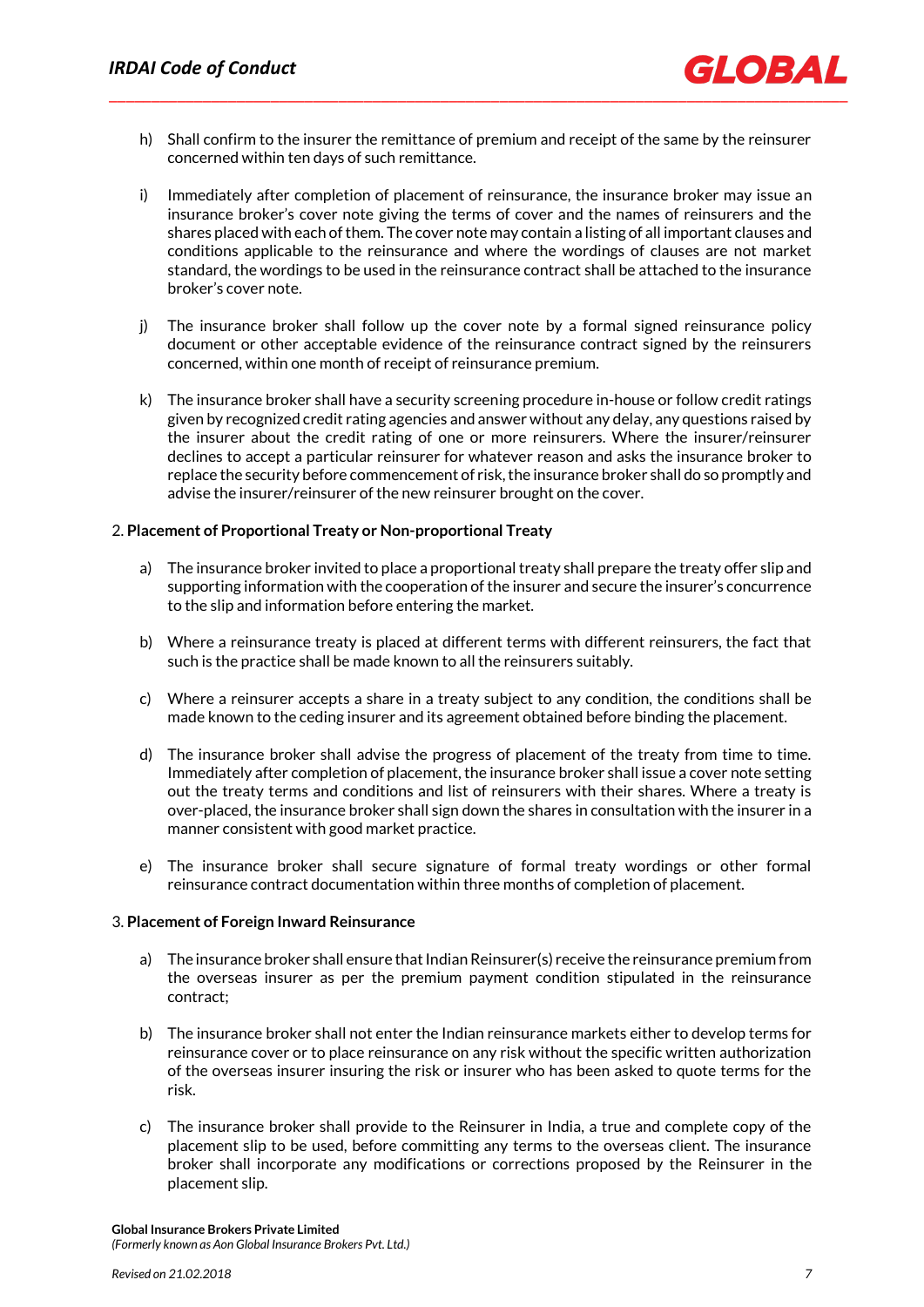h) Shall confirm to the insurer the remittance of premium and receipt of the same by the reinsurer concerned within ten days of such remittance.

i) Immediately after completion of placement of reinsurance, the insurance broker may issue an insurance broker's cover note giving the terms of cover and the names of reinsurers and the shares placed with each of them. The cover note may contain a listing of all important clauses and conditions applicable to the reinsurance and where the wordings of clauses are not market standard, the wordings to be used in the reinsurance contract shall be attached to the insurance broker's cover note.

j) The insurance broker shall follow up the cover note by a formal signed reinsurance policy document or other acceptable evidence of the reinsurance contract signed by the reinsurers concerned, within one month of receipt of reinsurance premium.

k) The insurance broker shall have a security screening procedure in-house or follow credit ratings given by recognized credit rating agencies and answer without any delay, any questions raised by the insurer about the credit rating of one or more reinsurers. Where the insurer/reinsurer declines to accept a particular reinsurer for whatever reason and asks the insurance broker to replace the security before commencement of risk, the insurance broker shall do so promptly and advise the insurer/reinsurer of the new reinsurer brought on the cover.

2. **Placement of Proportional Treaty or Non-proportional Treaty**

a) The insurance broker invited to place a proportional treaty shall prepare the treaty offer slip and supporting information with the cooperation of the insurer and secure the insurer's concurrence to the slip and information before entering the market.

b) Where a reinsurance treaty is placed at different terms with different reinsurers, the fact that such is the practice shall be made known to all the reinsurers suitably.

c) Where a reinsurer accepts a share in a treaty subject to any condition, the conditions shall be made known to the ceding insurer and its agreement obtained before binding the placement.

d) The insurance broker shall advise the progress of placement of the treaty from time to time. Immediately after completion of placement, the insurance broker shall issue a cover note setting out the treaty terms and conditions and list of reinsurers with their shares. Where a treaty is over-placed, the insurance broker shall sign down the shares in consultation with the insurer in a manner consistent with good market practice.

e) The insurance broker shall secure signature of formal treaty wordings or other formal reinsurance contract documentation within three months of completion of placement.

3. **Placement of Foreign Inward Reinsurance**

a) The insurance broker shall ensure that Indian Reinsurer(s) receive the reinsurance premium from the overseas insurer as per the premium payment condition stipulated in the reinsurance contract;

b) The insurance broker shall not enter the Indian reinsurance markets either to develop terms for reinsurance cover or to place reinsurance on any risk without the specific written authorization of the overseas insurer insuring the risk or insurer who has been asked to quote terms for the risk.

c) The insurance broker shall provide to the Reinsurer in India, a true and complete copy of the placement slip to be used, before committing any terms to the overseas client. The insurance broker shall incorporate any modifications or corrections proposed by the Reinsurer in the placement slip.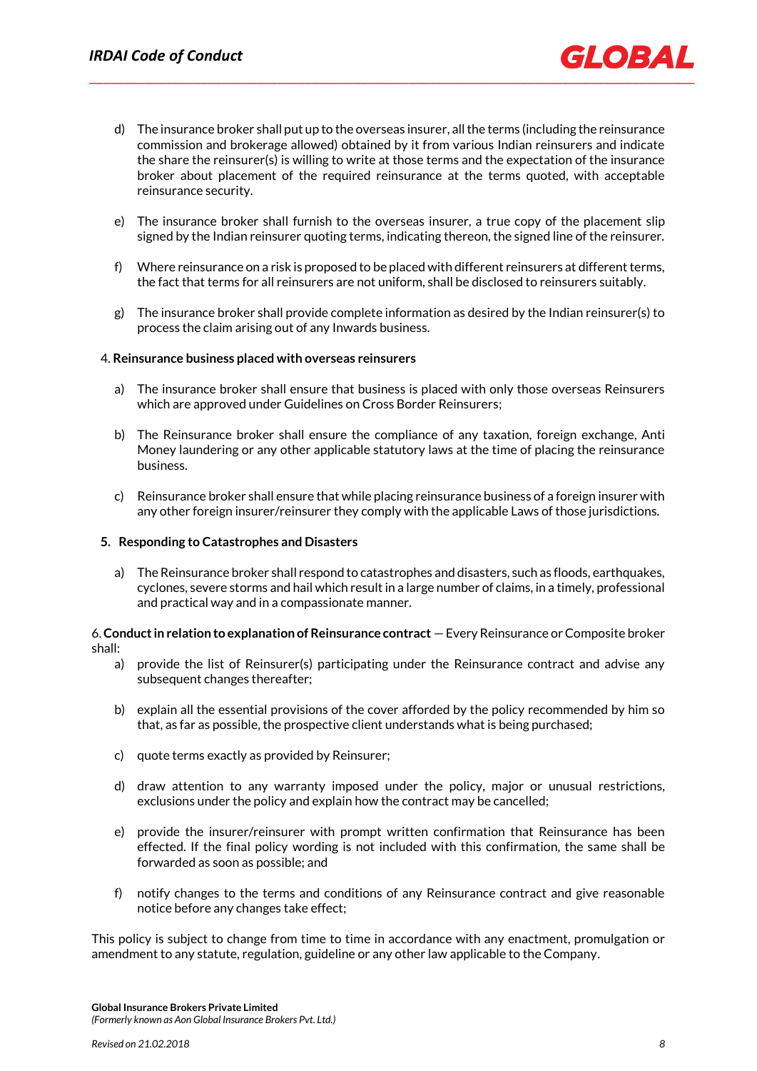d) The insurance broker shall put up to the overseas insurer, all the terms (including the reinsurance commission and brokerage allowed) obtained by it from various Indian reinsurers and indicate the share the reinsurer(s) is willing to write at those terms and the expectation of the insurance broker about placement of the required reinsurance at the terms quoted, with acceptable reinsurance security.

e) The insurance broker shall furnish to the overseas insurer, a true copy of the placement slip signed by the Indian reinsurer quoting terms, indicating thereon, the signed line of the reinsurer.

f) Where reinsurance on a risk is proposed to be placed with different reinsurers at different terms, the fact that terms for all reinsurers are not uniform, shall be disclosed to reinsurers suitably.

g) The insurance broker shall provide complete information as desired by the Indian reinsurer(s) to process the claim arising out of any Inwards business.

4. **Reinsurance business placed with overseas reinsurers**

a) The insurance broker shall ensure that business is placed with only those overseas Reinsurers which are approved under Guidelines on Cross Border Reinsurers;

b) The Reinsurance broker shall ensure the compliance of any taxation, foreign exchange, Anti Money laundering or any other applicable statutory laws at the time of placing the reinsurance business.

c) Reinsurance broker shall ensure that while placing reinsurance business of a foreign insurer with any other foreign insurer/reinsurer they comply with the applicable Laws of those jurisdictions.

**5. Responding to Catastrophes and Disasters**

a) The Reinsurance broker shall respond to catastrophes and disasters, such as floods, earthquakes, cyclones, severe storms and hail which result in a large number of claims, in a timely, professional and practical way and in a compassionate manner.

6. **Conduct in relation to explanation of Reinsurance contract** — Every Reinsurance or Composite broker shall:

a) provide the list of Reinsurer(s) participating under the Reinsurance contract and advise any subsequent changes thereafter;

b) explain all the essential provisions of the cover afforded by the policy recommended by him so that, as far as possible, the prospective client understands what is being purchased;

c) quote terms exactly as provided by Reinsurer;

d) draw attention to any warranty imposed under the policy, major or unusual restrictions, exclusions under the policy and explain how the contract may be cancelled;

e) provide the insurer/reinsurer with prompt written confirmation that Reinsurance has been effected. If the final policy wording is not included with this confirmation, the same shall be forwarded as soon as possible; and

f) notify changes to the terms and conditions of any Reinsurance contract and give reasonable notice before any changes take effect;

This policy is subject to change from time to time in accordance with any enactment, promulgation or amendment to any statute, regulation, guideline or any other law applicable to the Company.